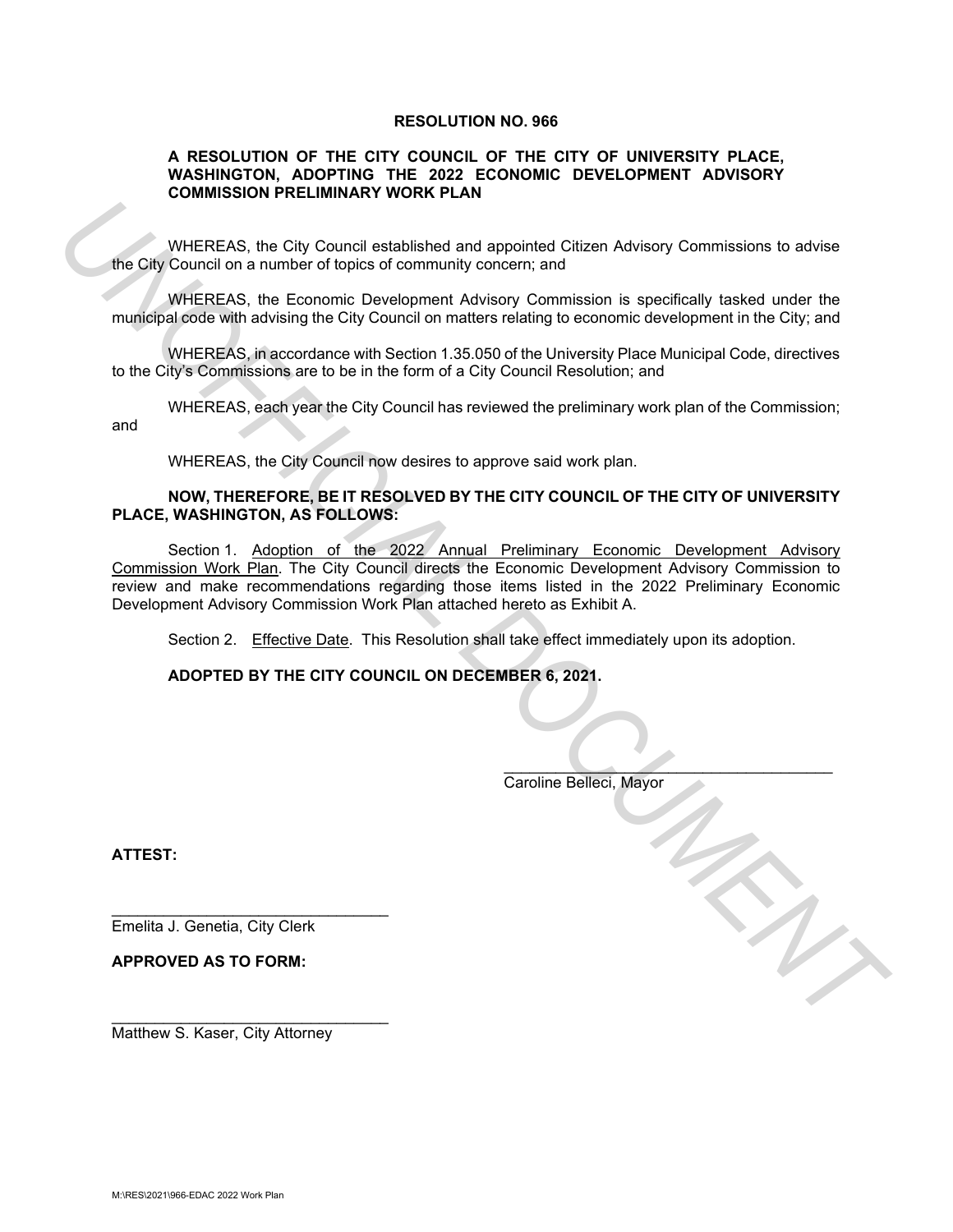# RESOLUTION NO. 966

## A RESOLUTION OF THE CITY COUNCIL OF THE CITY OF UNIVERSITY PLACE, WASHINGTON, ADOPTING THE 2022 ECONOMIC DEVELOPMENT ADVISORY COMMISSION PRELIMINARY WORK PLAN

WHEREAS, the City Council established and appointed Citizen Advisory Commissions to advise the City Council on a number of topics of community concern; and

WHEREAS, the Economic Development Advisory Commission is specifically tasked under the municipal code with advising the City Council on matters relating to economic development in the City; and

WHEREAS, in accordance with Section 1.35.050 of the University Place Municipal Code, directives to the City's Commissions are to be in the form of a City Council Resolution; and

WHEREAS, each year the City Council has reviewed the preliminary work plan of the Commission; and

WHEREAS, the City Council now desires to approve said work plan.

**NOW, THEREFORE, BE IT RESOLVED BY THE CITY COUNCIL OF THE CITY OF UNIVERSITY PLACE, WASHINGTON, AS FOLLOWS:**

Section 1. Adoption of the 2022 Annual Preliminary Economic Development Advisory Commission Work Plan. The City Council directs the Economic Development Advisory Commission to review and make recommendations regarding those items listed in the 2022 Preliminary Economic Development Advisory Commission Work Plan attached hereto as Exhibit A.

Section 2. Effective Date. This Resolution shall take effect immediately upon its adoption.

**ADOPTED BY THE CITY COUNCIL ON DECEMBER 6, 2021.**

\_\_\_\_\_\_\_\_\_\_\_\_\_\_\_\_\_\_\_\_\_\_\_\_\_\_\_\_\_\_\_\_\_\_\_\_
Caroline Belleci, Mayor

**ATTEST:**

\_\_\_\_\_\_\_\_\_\_\_\_\_\_\_\_\_\_\_\_\_\_\_\_\_\_\_\_\_\_\_\_
Emelita J. Genetia, City Clerk

**APPROVED AS TO FORM:**

\_\_\_\_\_\_\_\_\_\_\_\_\_\_\_\_\_\_\_\_\_\_\_\_\_\_\_\_\_\_\_\_
Matthew S. Kaser, City Attorney

M:\RES\2021\966-EDAC 2022 Work Plan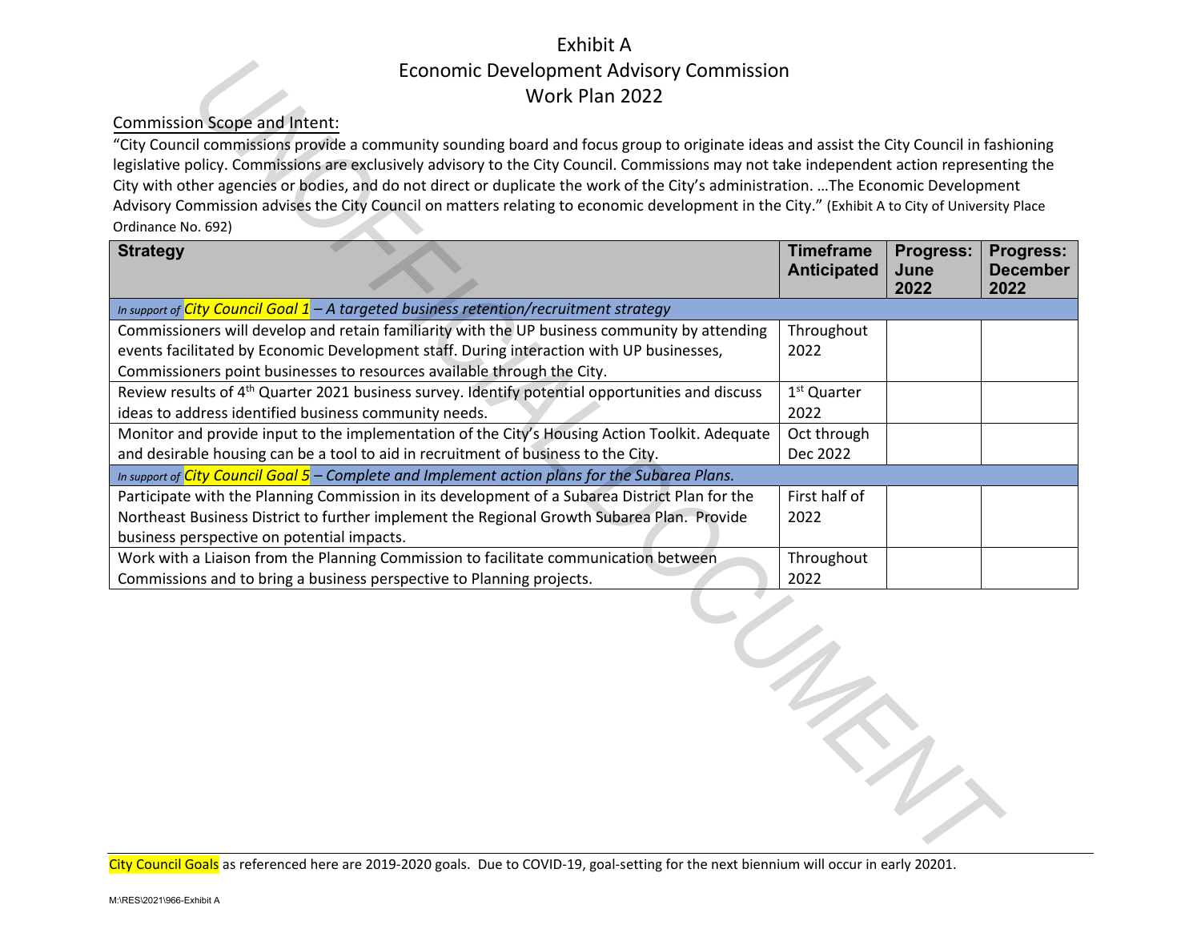# Exhibit A
# Economic Development Advisory Commission
# Work Plan 2022

Commission Scope and Intent:

"City Council commissions provide a community sounding board and focus group to originate ideas and assist the City Council in fashioning legislative policy. Commissions are exclusively advisory to the City Council. Commissions may not take independent action representing the City with other agencies or bodies, and do not direct or duplicate the work of the City's administration. …The Economic Development Advisory Commission advises the City Council on matters relating to economic development in the City." (Exhibit A to City of University Place Ordinance No. 692)

| Strategy | Timeframe Anticipated | Progress: June 2022 | Progress: December 2022 |
|---|---|---|---|
| *In support of City Council Goal 1 – A targeted business retention/recruitment strategy* | | | |
| Commissioners will develop and retain familiarity with the UP business community by attending events facilitated by Economic Development staff. During interaction with UP businesses, Commissioners point businesses to resources available through the City. | Throughout 2022 | | |
| Review results of 4th Quarter 2021 business survey. Identify potential opportunities and discuss ideas to address identified business community needs. | 1st Quarter 2022 | | |
| Monitor and provide input to the implementation of the City's Housing Action Toolkit. Adequate and desirable housing can be a tool to aid in recruitment of business to the City. | Oct through Dec 2022 | | |
| *In support of City Council Goal 5 – Complete and Implement action plans for the Subarea Plans.* | | | |
| Participate with the Planning Commission in its development of a Subarea District Plan for the Northeast Business District to further implement the Regional Growth Subarea Plan. Provide business perspective on potential impacts. | First half of 2022 | | |
| Work with a Liaison from the Planning Commission to facilitate communication between Commissions and to bring a business perspective to Planning projects. | Throughout 2022 | | |

City Council Goals as referenced here are 2019-2020 goals. Due to COVID-19, goal-setting for the next biennium will occur in early 20201.

M:\RES\2021\966-Exhibit A